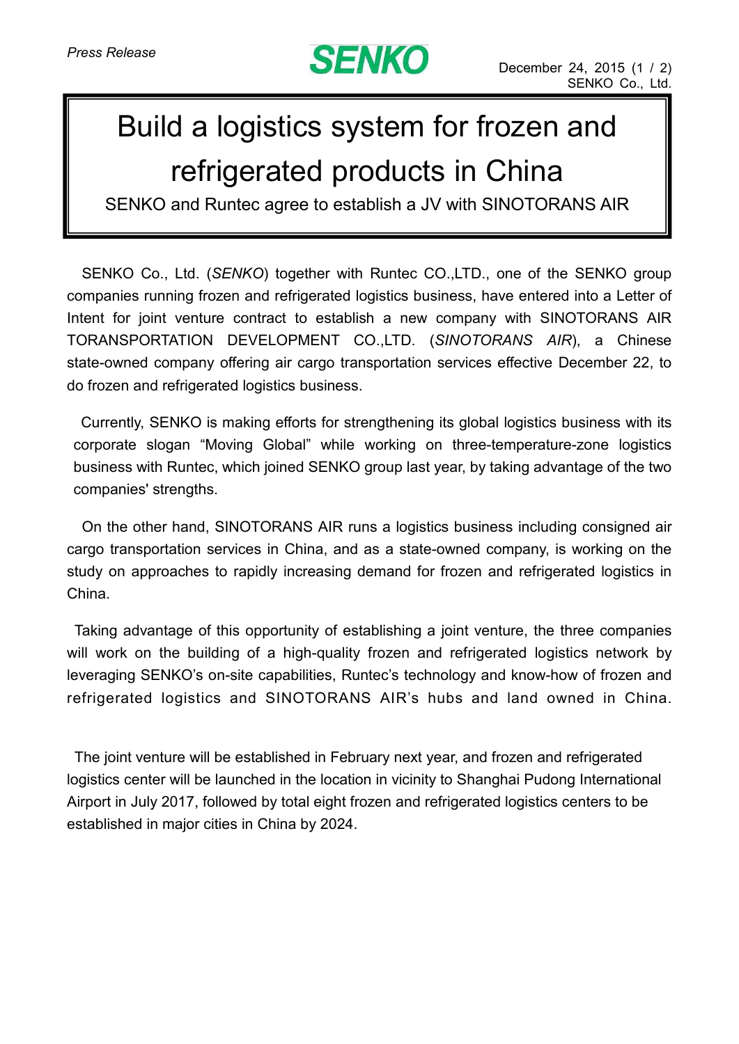Press Release

SENKO

December 24, 2015
SENKO Co., Ltd.

# Build a logistics system for frozen and refrigerated products in China

## SENKO and Runtec agree to establish a JV with SINOTORANS AIR

SENKO Co., Ltd. (*SENKO*) together with Runtec CO.,LTD., one of the SENKO group companies running frozen and refrigerated logistics business, have entered into a Letter of Intent for joint venture contract to establish a new company with SINOTORANS AIR TORANSPORTATION DEVELOPMENT CO.,LTD. (*SINOTORANS AIR*), a Chinese state-owned company offering air cargo transportation services effective December 22, to do frozen and refrigerated logistics business.

Currently, SENKO is making efforts for strengthening its global logistics business with its corporate slogan “Moving Global” while working on three-temperature-zone logistics business with Runtec, which joined SENKO group last year, by taking advantage of the two companies' strengths.

On the other hand, SINOTORANS AIR runs a logistics business including consigned air cargo transportation services in China, and as a state-owned company, is working on the study on approaches to rapidly increasing demand for frozen and refrigerated logistics in China.

Taking advantage of this opportunity of establishing a joint venture, the three companies will work on the building of a high-quality frozen and refrigerated logistics network by leveraging SENKO’s on-site capabilities, Runtec’s technology and know-how of frozen and refrigerated logistics and SINOTORANS AIR’s hubs and land owned in China.

The joint venture will be established in February next year, and frozen and refrigerated logistics center will be launched in the location in vicinity to Shanghai Pudong International Airport in July 2017, followed by total eight frozen and refrigerated logistics centers to be established in major cities in China by 2024.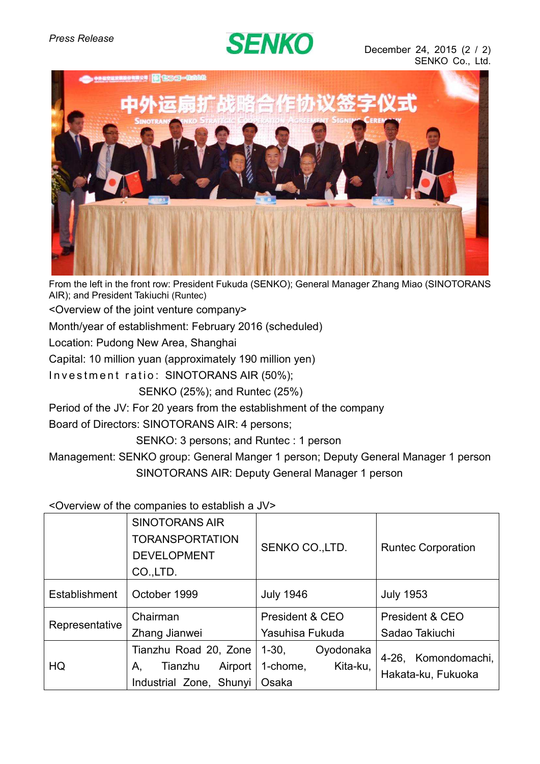From the left in the front row: President Fukuda (SENKO); General Manager Zhang Miao (SINOTORANS AIR); and President Takiuchi (Runtec)

<Overview of the joint venture company>

Month/year of establishment: February 2016 (scheduled)

Location: Pudong New Area, Shanghai

Capital: 10 million yuan (approximately 190 million yen)

Investment ratio: SINOTORANS AIR (50%); SENKO (25%); and Runtec (25%)

Period of the JV: For 20 years from the establishment of the company

Board of Directors: SINOTORANS AIR: 4 persons; SENKO: 3 persons; and Runtec : 1 person

Management: SENKO group: General Manger 1 person; Deputy General Manager 1 person
SINOTORANS AIR: Deputy General Manager 1 person

<Overview of the companies to establish a JV>

| | SINOTORANS AIR TORANSPORTATION DEVELOPMENT CO.,LTD. | SENKO CO.,LTD. | Runtec Corporation |
|---|---|---|---|
| Establishment | October 1999 | July 1946 | July 1953 |
| Representative | Chairman Zhang Jianwei | President & CEO Yasuhisa Fukuda | President & CEO Sadao Takiuchi |
| HQ | Tianzhu Road 20, Zone A, Tianzhu Airport Industrial Zone, Shunyi | 1-30, Oyodonaka 1-chome, Kita-ku, Osaka | 4-26, Komondomachi, Hakata-ku, Fukuoka |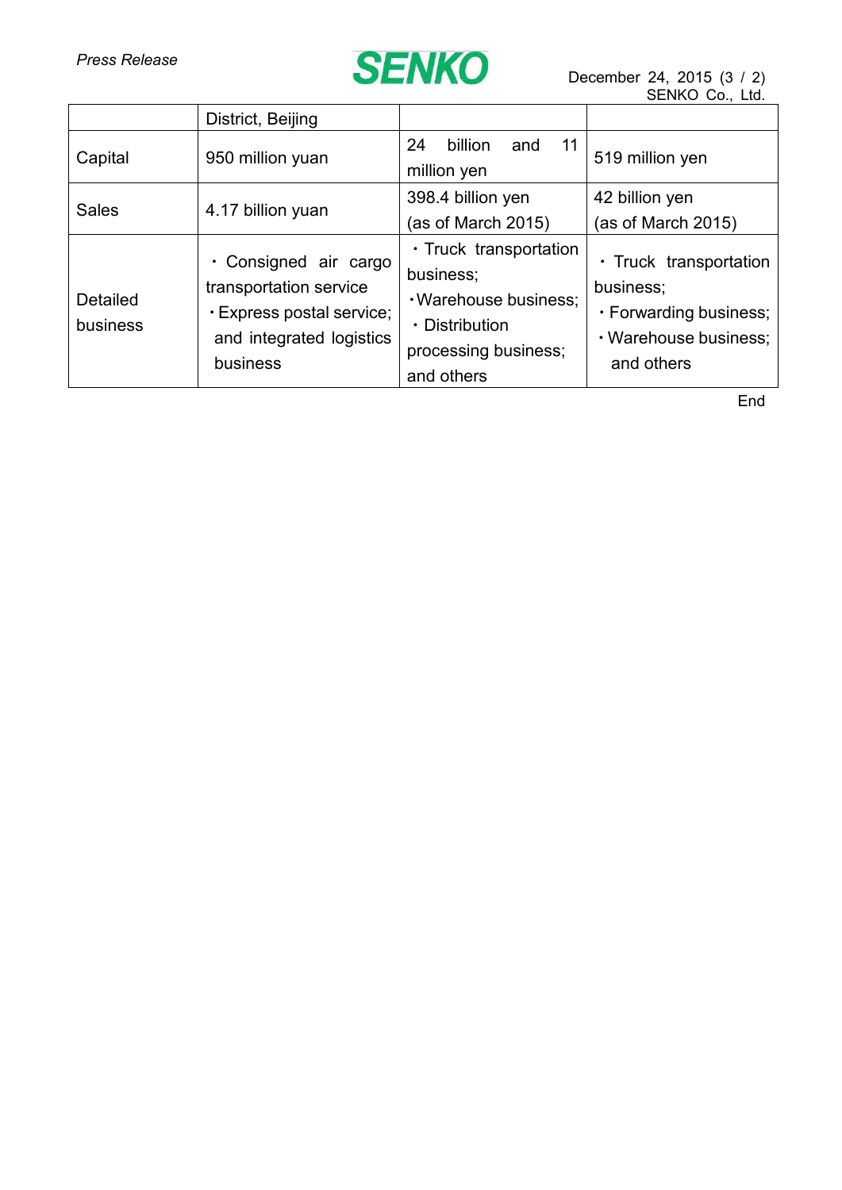| | | | |
|---|---|---|---|
| | District, Beijing | | |
| Capital | 950 million yuan | 24 billion and 11 million yen | 519 million yen |
| Sales | 4.17 billion yuan | 398.4 billion yen (as of March 2015) | 42 billion yen (as of March 2015) |
| Detailed business | ・Consigned air cargo transportation service<br>・Express postal service; and integrated logistics business | ・Truck transportation business;<br>・Warehouse business;<br>・Distribution processing business; and others | ・Truck transportation business;<br>・Forwarding business;<br>・Warehouse business; and others |

End